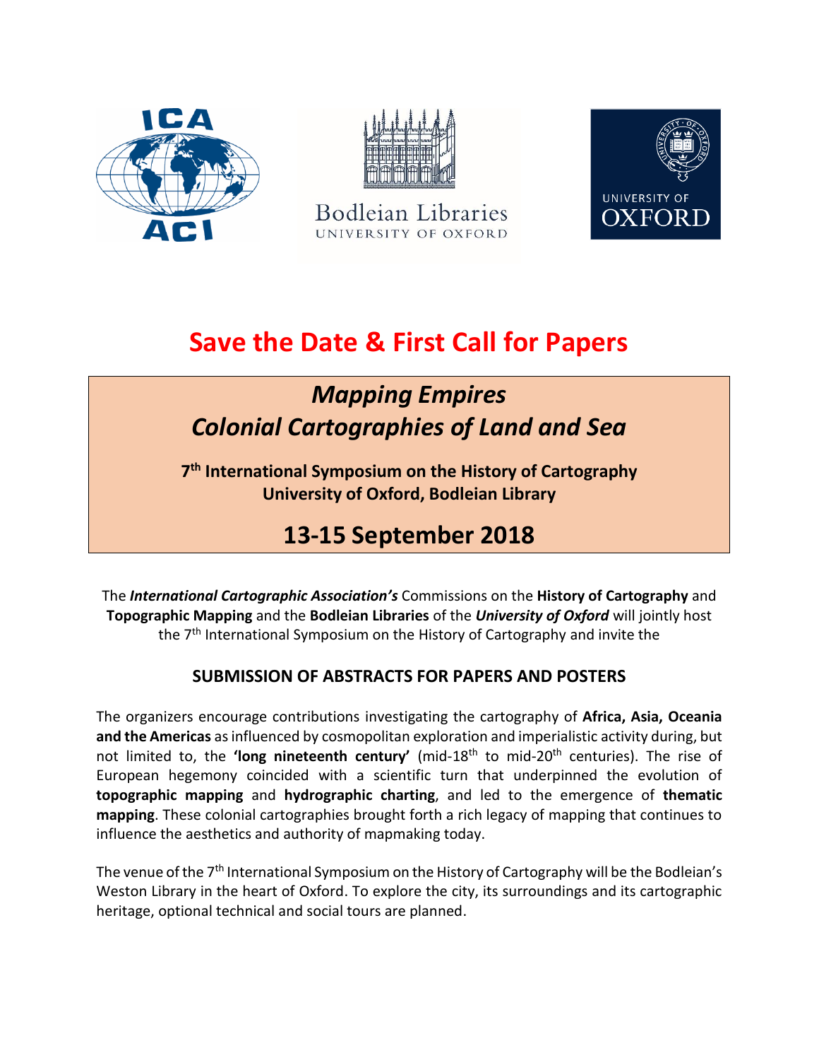ICA ACI

Bodleian Libraries
UNIVERSITY OF OXFORD

UNIVERSITY OF OXFORD

# Save the Date & First Call for Papers

## *Mapping Empires*
## *Colonial Cartographies of Land and Sea*

**7th International Symposium on the History of Cartography**
**University of Oxford, Bodleian Library**

## 13-15 September 2018

The ***International Cartographic Association's*** Commissions on the **History of Cartography** and **Topographic Mapping** and the **Bodleian Libraries** of the ***University of Oxford*** will jointly host the 7th International Symposium on the History of Cartography and invite the

### SUBMISSION OF ABSTRACTS FOR PAPERS AND POSTERS

The organizers encourage contributions investigating the cartography of **Africa, Asia, Oceania and the Americas** as influenced by cosmopolitan exploration and imperialistic activity during, but not limited to, the **'long nineteenth century'** (mid-18th to mid-20th centuries). The rise of European hegemony coincided with a scientific turn that underpinned the evolution of **topographic mapping** and **hydrographic charting**, and led to the emergence of **thematic mapping**. These colonial cartographies brought forth a rich legacy of mapping that continues to influence the aesthetics and authority of mapmaking today.

The venue of the 7th International Symposium on the History of Cartography will be the Bodleian's Weston Library in the heart of Oxford. To explore the city, its surroundings and its cartographic heritage, optional technical and social tours are planned.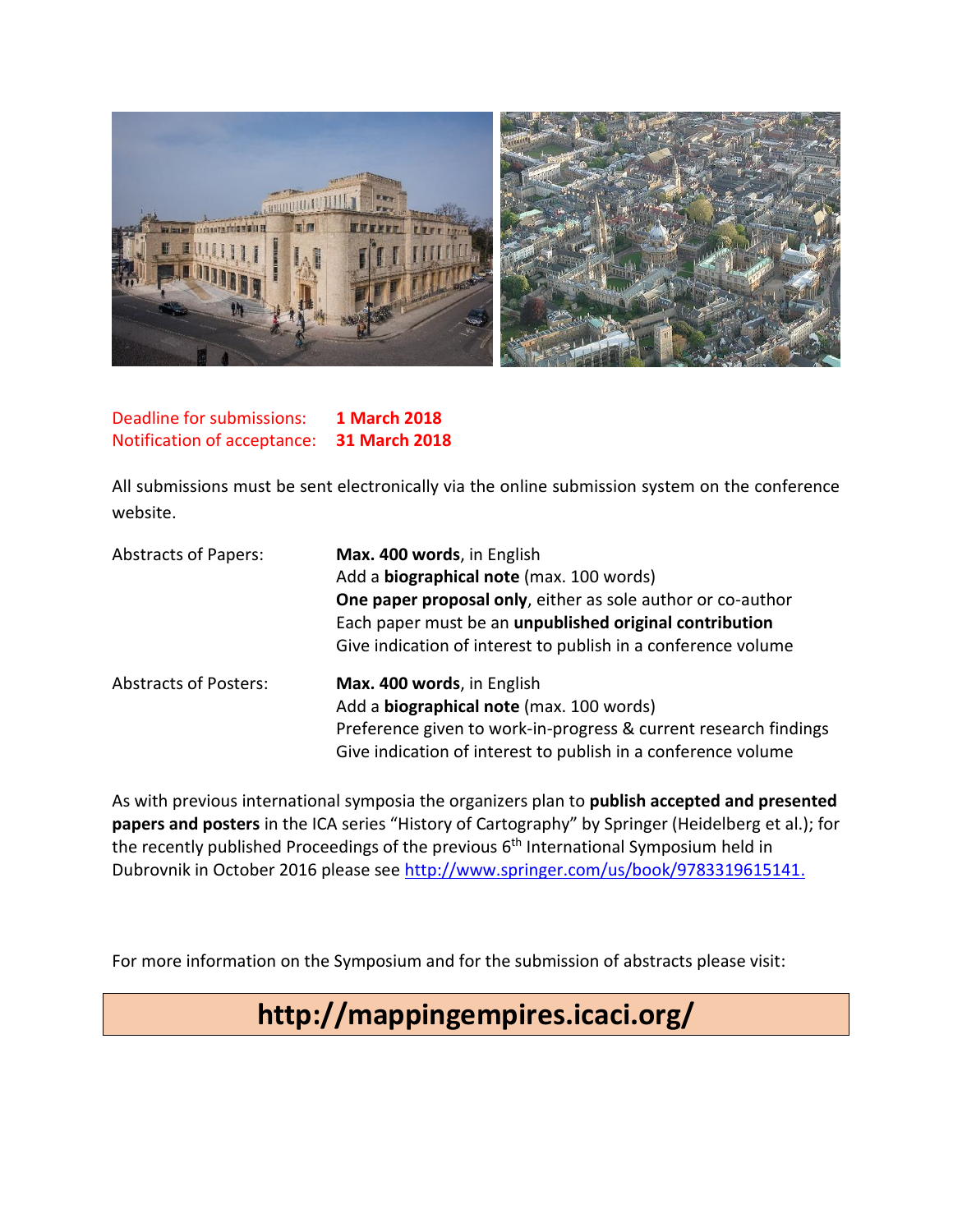Deadline for submissions: **1 March 2018**
Notification of acceptance: **31 March 2018**

All submissions must be sent electronically via the online submission system on the conference website.

| | |
|---|---|
| Abstracts of Papers: | **Max. 400 words**, in English<br>Add a **biographical note** (max. 100 words)<br>**One paper proposal only**, either as sole author or co-author<br>Each paper must be an **unpublished original contribution**<br>Give indication of interest to publish in a conference volume |
| Abstracts of Posters: | **Max. 400 words**, in English<br>Add a **biographical note** (max. 100 words)<br>Preference given to work-in-progress & current research findings<br>Give indication of interest to publish in a conference volume |

As with previous international symposia the organizers plan to **publish accepted and presented papers and posters** in the ICA series "History of Cartography" by Springer (Heidelberg et al.); for the recently published Proceedings of the previous 6th International Symposium held in Dubrovnik in October 2016 please see http://www.springer.com/us/book/9783319615141.

For more information on the Symposium and for the submission of abstracts please visit:

## http://mappingempires.icaci.org/